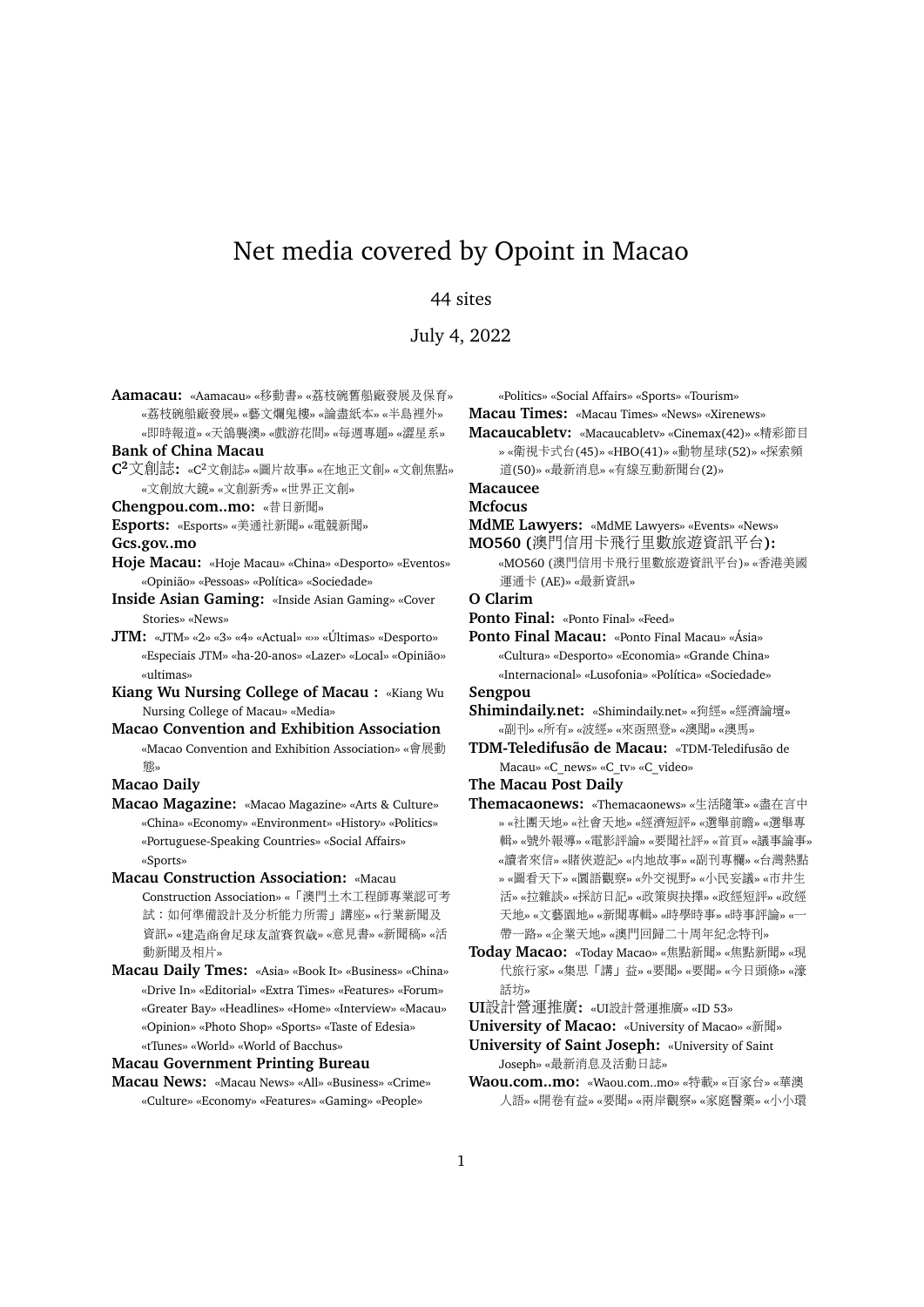# Net media covered by Opoint in Macao

44 sites

July 4, 2022

**Aamacau:** «Aamacau» «移動書» «荔枝碗舊船廠發展及保育» «荔枝碗船廠發展» «藝文爛鬼樓» «論盡紙本» «半島裡外» «即時報道» «天鴿襲澳» «戲游花間» «每週專題» «躍星系»

**Bank of China Macau**

**C$^2$文創誌:** «C$^2$文創誌» «圖片故事» «在地正文創» «文創焦點» «文創放大鏡» «文創新秀» «世界正文創»

**Chengpou.com..mo:** «昔日新聞»

**Esports:** «Esports» «美通社新聞» «電競新聞»

**Gcs.gov..mo**

**Hoje Macau:** «Hoje Macau» «China» «Desporto» «Eventos» «Opinião» «Pessoas» «Política» «Sociedade»

**Inside Asian Gaming:** «Inside Asian Gaming» «Cover Stories» «News»

**JTM:** «JTM» «2» «3» «4» «Actual» «» «Últimas» «Desporto» «Especiais JTM» «ha-20-anos» «Lazer» «Local» «Opinião» «ultimas»

**Kiang Wu Nursing College of Macau :** «Kiang Wu Nursing College of Macau» «Media»

**Macao Convention and Exhibition Association** «Macao Convention and Exhibition Association» «會展動態»

**Macao Daily**

**Macao Magazine:** «Macao Magazine» «Arts & Culture» «China» «Economy» «Environment» «History» «Politics» «Portuguese-Speaking Countries» «Social Affairs» «Sports»

**Macau Construction Association:** «Macau Construction Association» «「澳門土木工程師專業認可考試：如何準備設計及分析能力所需」講座» «行業新聞及資訊» «建造商會足球友誼賽賀歲» «意見書» «新聞稿» «活動新聞及相片»

**Macau Daily Tmes:** «Asia» «Book It» «Business» «China» «Drive In» «Editorial» «Extra Times» «Features» «Forum» «Greater Bay» «Headlines» «Home» «Interview» «Macau» «Opinion» «Photo Shop» «Sports» «Taste of Edesia» «tTunes» «World» «World of Bacchus»

**Macau Government Printing Bureau**

**Macau News:** «Macau News» «All» «Business» «Crime» «Culture» «Economy» «Features» «Gaming» «People» «Politics» «Social Affairs» «Sports» «Tourism»

**Macau Times:** «Macau Times» «News» «Xirenews»

**Macaucabletv:** «Macaucabletv» «Cinemax(42)» «精彩節目» «衛視卡式台(45)» «HBO(41)» «動物星球(52)» «探索頻道(50)» «最新消息» «有線互動新聞台(2)»

**Macaucee**

**Mcfocus**

**MdME Lawyers:** «MdME Lawyers» «Events» «News»

**MO560 (**澳門信用卡飛行里數旅遊資訊平台**):** «MO560 (澳門信用卡飛行里數旅遊資訊平台)» «香港美國運通卡 (AE)» «最新資訊»

**O Clarim**

**Ponto Final:** «Ponto Final» «Feed»

**Ponto Final Macau:** «Ponto Final Macau» «Ásia» «Cultura» «Desporto» «Economia» «Grande China» «Internacional» «Lusofonia» «Política» «Sociedade»

**Sengpou**

**Shimindaily.net:** «Shimindaily.net» «狗經» «經濟論壇» «副刊» «所有» «波經» «來函照登» «澳聞» «澳馬»

**TDM-Teledifusão de Macau:** «TDM-Teledifusão de Macau» «C_news» «C_tv» «C_video»

**The Macau Post Daily**

**Themacaonews:** «Themacaonews» «生活隨筆» «盡在言中» «社團天地» «社會天地» «經濟短評» «選舉前瞻» «選舉專輯» «號外報導» «電影評論» «要聞社評» «首頁» «議事論事» «讀者來信» «賭俠遊記» «內地故事» «副刊專欄» «台灣熱點» «圖看天下» «圜語觀察» «外交視野» «小民妄議» «市井生活» «拉雜談» «採訪日記» «政策與抉擇» «政經短評» «政經天地» «文藝園地» «新聞專輯» «時學時事» «時事評論» «一帶一路» «企業天地» «澳門回歸二十周年紀念特刊»

**Today Macao:** «Today Macao» «焦點新聞» «焦點新聞» «現代旅行家» «集思「講」益» «要聞» «要聞» «今日頭條» «濠話坊»

**UI**設計營運推廣**:** «UI設計營運推廣» «ID 53»

**University of Macao:** «University of Macao» «新聞»

**University of Saint Joseph:** «University of Saint Joseph» «最新消息及活動日誌»

**Waou.com..mo:** «Waou.com..mo» «特載» «百家台» «華澳人語» «開卷有益» «要聞» «兩岸觀察» «家庭醫藥» «小小環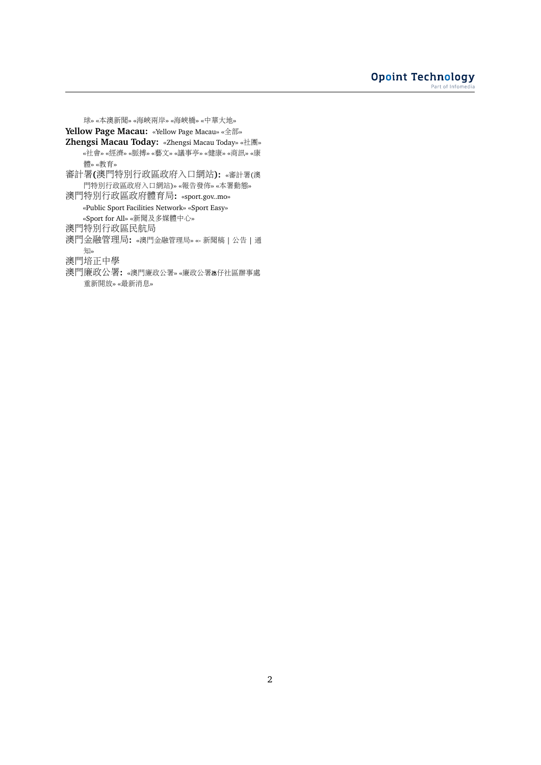球» «本澳新聞» «海峽兩岸» «海峽橋» «中華大地»

**Yellow Page Macau:** «Yellow Page Macau» «全部»

**Zhengsi Macau Today:** «Zhengsi Macau Today» «社團» «社會» «經濟» «脈搏» «藝文» «議事亭» «健康» «商訊» «康體» «教育»

**審計署(澳門特別行政區政府入口網站):** «審計署(澳門特別行政區政府入口網站)» «報告發佈» «本署動態»

**澳門特別行政區政府體育局:** «sport.gov..mo» «Public Sport Facilities Network» «Sport Easy» «Sport for All» «新聞及多媒體中心»

**澳門特別行政區民航局**

**澳門金融管理局:** «澳門金融管理局» «- 新聞稿 | 公告 | 通知»

**澳門培正中學**

**澳門廉政公署:** «澳門廉政公署» «廉政公署氹仔社區辦事處重新開放» «最新消息»